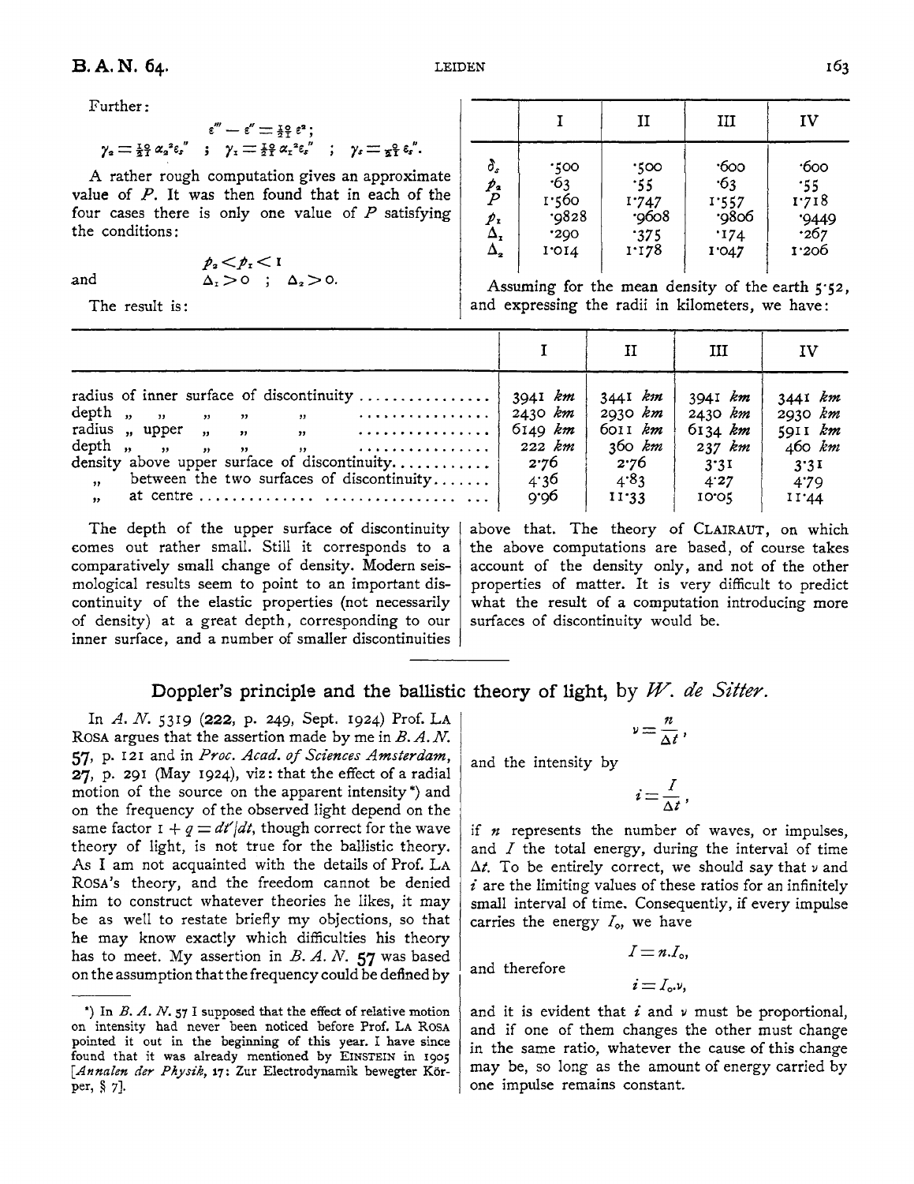Further:

$$\varepsilon''' - \varepsilon'' = \tfrac{10}{21}\varepsilon^2;$$

$$\gamma_2 = \tfrac{10}{21}\alpha_2{}^2\varepsilon_s'' \quad ; \quad \gamma_1 = \tfrac{10}{21}\alpha_1{}^2\varepsilon_s'' \quad ; \quad \gamma_s = \tfrac{10}{21}\varepsilon_s''.$$

A rather rough computation gives an approximate value of $P$. It was then found that in each of the four cases there is only one value of $P$ satisfying the conditions:

$$p_2 < p_1 < 1$$

and

$$\Delta_1 > 0 \quad ; \quad \Delta_2 > 0.$$

The result is:

| | I | II | III | IV |
|---|---|---|---|---|
| $\delta_s$ | ·500 | ·500 | ·600 | ·600 |
| $p_2$ | ·63 | ·55 | ·63 | ·55 |
| $P$ | 1·560 | 1·747 | 1·557 | 1·718 |
| $p_1$ | ·9828 | ·9608 | ·9806 | ·9449 |
| $\Delta_1$ | ·290 | ·375 | ·174 | ·267 |
| $\Delta_2$ | 1·014 | 1·178 | 1·047 | 1·206 |

Assuming for the mean density of the earth 5·52, and expressing the radii in kilometers, we have:

| | I | II | III | IV |
|---|---|---|---|---|
| radius of inner surface of discontinuity | 3941 *km* | 3441 *km* | 3941 *km* | 3441 *km* |
| depth " " " " " | 2430 *km* | 2930 *km* | 2430 *km* | 2930 *km* |
| radius " upper " " " | 6149 *km* | 6011 *km* | 6134 *km* | 5911 *km* |
| depth " " " " " | 222 *km* | 360 *km* | 237 *km* | 460 *km* |
| density above upper surface of discontinuity | 2·76 | 2·76 | 3·31 | 3·31 |
| " between the two surfaces of discontinuity | 4·36 | 4·83 | 4·27 | 4·79 |
| " at centre | 9·96 | 11·33 | 10·05 | 11·44 |

The depth of the upper surface of discontinuity comes out rather small. Still it corresponds to a comparatively small change of density. Modern seismological results seem to point to an important discontinuity of the elastic properties (not necessarily of density) at a great depth, corresponding to our inner surface, and a number of smaller discontinuities above that. The theory of CLAIRAUT, on which the above computations are based, of course takes account of the density only, and not of the other properties of matter. It is very difficult to predict what the result of a computation introducing more surfaces of discontinuity would be.

## Doppler's principle and the ballistic theory of light, by *W. de Sitter.*

In *A. N.* 5319 (**222**, p. 249, Sept. 1924) Prof. LA ROSA argues that the assertion made by me in *B. A. N.* **57**, p. 121 and in *Proc. Acad. of Sciences Amsterdam*, **27**, p. 291 (May 1924), viz: that the effect of a radial motion of the source on the apparent intensity \*) and on the frequency of the observed light depend on the same factor $1 + q = dt'/dt$, though correct for the wave theory of light, is not true for the ballistic theory. As I am not acquainted with the details of Prof. LA ROSA's theory, and the freedom cannot be denied him to construct whatever theories he likes, it may be as well to restate briefly my objections, so that he may know exactly which difficulties his theory has to meet. My assertion in *B. A. N.* **57** was based on the assumption that the frequency could be defined by

$$\nu = \frac{n}{\Delta t},$$

and the intensity by

$$i = \frac{I}{\Delta t},$$

if $n$ represents the number of waves, or impulses, and $I$ the total energy, during the interval of time $\Delta t$. To be entirely correct, we should say that $\nu$ and $i$ are the limiting values of these ratios for an infinitely small interval of time. Consequently, if every impulse carries the energy $I_0$, we have

$$I = n.I_0,$$

and therefore

$$i = I_0.\nu,$$

and it is evident that $i$ and $\nu$ must be proportional, and if one of them changes the other must change in the same ratio, whatever the cause of this change may be, so long as the amount of energy carried by one impulse remains constant.

\*) In *B. A. N.* 57 I supposed that the effect of relative motion on intensity had never been noticed before Prof. LA ROSA pointed it out in the beginning of this year. I have since found that it was already mentioned by EINSTEIN in 1905 [*Annalen der Physik*, 17: Zur Electrodynamik bewegter Körper, § 7].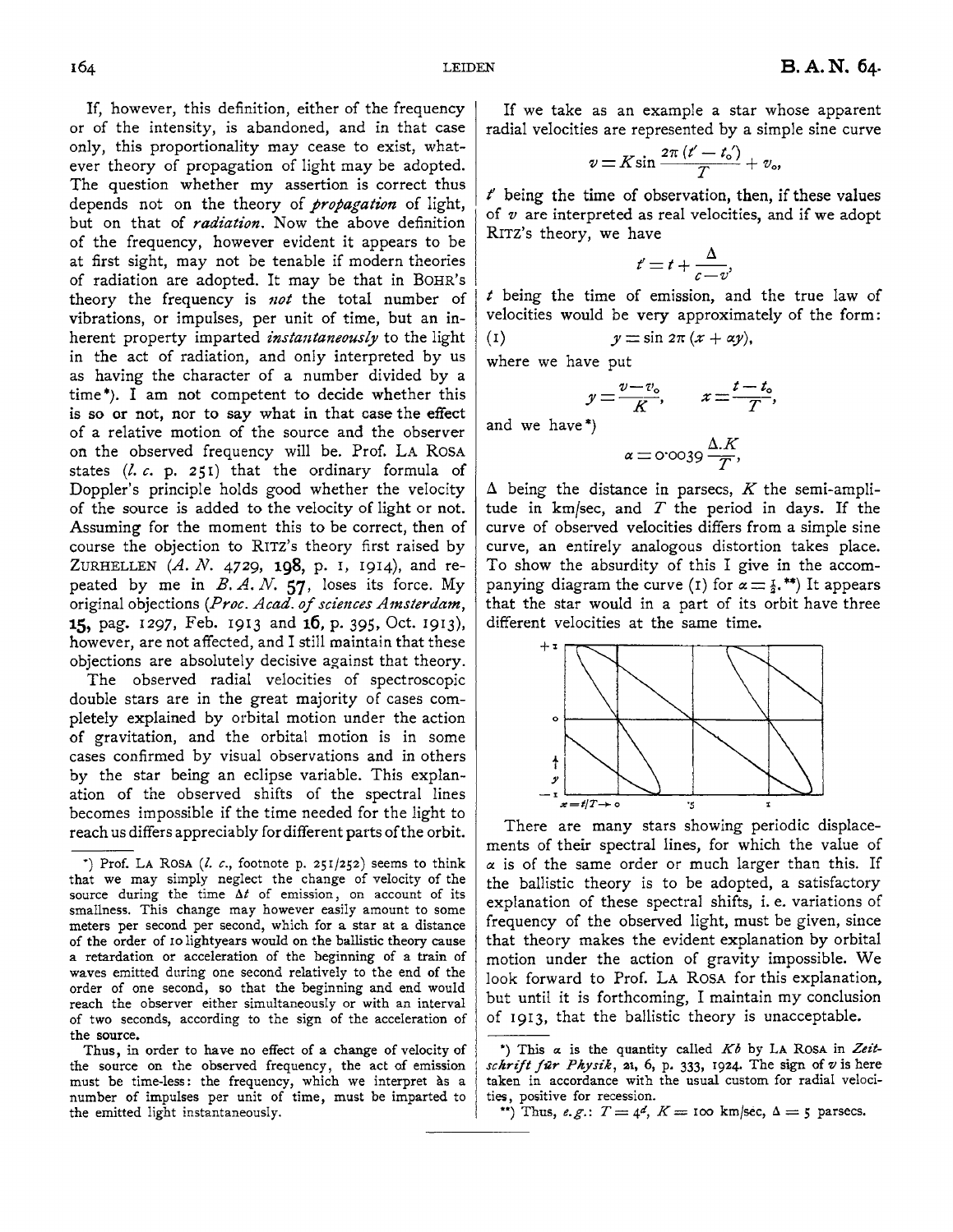If, however, this definition, either of the frequency or of the intensity, is abandoned, and in that case only, this proportionality may cease to exist, whatever theory of propagation of light may be adopted. The question whether my assertion is correct thus depends not on the theory of *propagation* of light, but on that of *radiation*. Now the above definition of the frequency, however evident it appears to be at first sight, may not be tenable if modern theories of radiation are adopted. It may be that in BOHR's theory the frequency is *not* the total number of vibrations, or impulses, per unit of time, but an inherent property imparted *instantaneously* to the light in the act of radiation, and only interpreted by us as having the character of a number divided by a time*). I am not competent to decide whether this is so or not, nor to say what in that case the effect of a relative motion of the source and the observer on the observed frequency will be. Prof. LA ROSA states (*l. c.* p. 251) that the ordinary formula of Doppler's principle holds good whether the velocity of the source is added to the velocity of light or not. Assuming for the moment this to be correct, then of course the objection to RITZ's theory first raised by ZURHELLEN (*A. N.* 4729, **198**, p. 1, 1914), and repeated by me in *B. A. N.* **57**, loses its force. My original objections (*Proc. Acad. of sciences Amsterdam*, **15**, pag. 1297, Feb. 1913 and **16**, p. 395, Oct. 1913), however, are not affected, and I still maintain that these objections are absolutely decisive against that theory.

The observed radial velocities of spectroscopic double stars are in the great majority of cases completely explained by orbital motion under the action of gravitation, and the orbital motion is in some cases confirmed by visual observations and in others by the star being an eclipse variable. This explanation of the observed shifts of the spectral lines becomes impossible if the time needed for the light to reach us differs appreciably for different parts of the orbit.

*) Prof. LA ROSA (*l. c.*, footnote p. 251/252) seems to think that we may simply neglect the change of velocity of the source during the time $\Delta t$ of emission, on account of its smallness. This change may however easily amount to some meters per second per second, which for a star at a distance of the order of 10 lightyears would on the ballistic theory cause a retardation or acceleration of the beginning of a train of waves emitted during one second relatively to the end of the order of one second, so that the beginning and end would reach the observer either simultaneously or with an interval of two seconds, according to the sign of the acceleration of the source.

Thus, in order to have no effect of a change of velocity of the source on the observed frequency, the act of emission must be time-less: the frequency, which we interpret as a number of impulses per unit of time, must be imparted to the emitted light instantaneously.

If we take as an example a star whose apparent radial velocities are represented by a simple sine curve

$$v = K \sin \frac{2\pi (t' - t_o')}{T} + v_o,$$

$t'$ being the time of observation, then, if these values of $v$ are interpreted as real velocities, and if we adopt RITZ's theory, we have

$$t' = t + \frac{\Delta}{c - v},$$

$t$ being the time of emission, and the true law of velocities would be very approximately of the form:

$$(1) \qquad y = \sin 2\pi (x + \alpha y),$$

where we have put

$$y = \frac{v - v_o}{K}, \qquad x = \frac{t - t_o}{T},$$

and we have*)

$$\alpha = 0{\cdot}0039 \frac{\Delta . K}{T},$$

$\Delta$ being the distance in parsecs, $K$ the semi-amplitude in km/sec, and $T$ the period in days. If the curve of observed velocities differs from a simple sine curve, an entirely analogous distortion takes place. To show the absurdity of this I give in the accompanying diagram the curve (1) for $\alpha = \frac{1}{2}$.**) It appears that the star would in a part of its orbit have three different velocities at the same time.

+1
0
y
−1
x = t/T → 0
·5
1

There are many stars showing periodic displacements of their spectral lines, for which the value of $\alpha$ is of the same order or much larger than this. If the ballistic theory is to be adopted, a satisfactory explanation of these spectral shifts, i. e. variations of frequency of the observed light, must be given, since that theory makes the evident explanation by orbital motion under the action of gravity impossible. We look forward to Prof. LA ROSA for this explanation, but until it is forthcoming, I maintain my conclusion of 1913, that the ballistic theory is unacceptable.

*) This $\alpha$ is the quantity called $Kb$ by LA ROSA in *Zeitschrift für Physik*, **21**, 6, p. 333, 1924. The sign of $v$ is here taken in accordance with the usual custom for radial velocities, positive for recession.

**) Thus, *e.g.*: $T = 4^d$, $K = 100$ km/sec, $\Delta = 5$ parsecs.